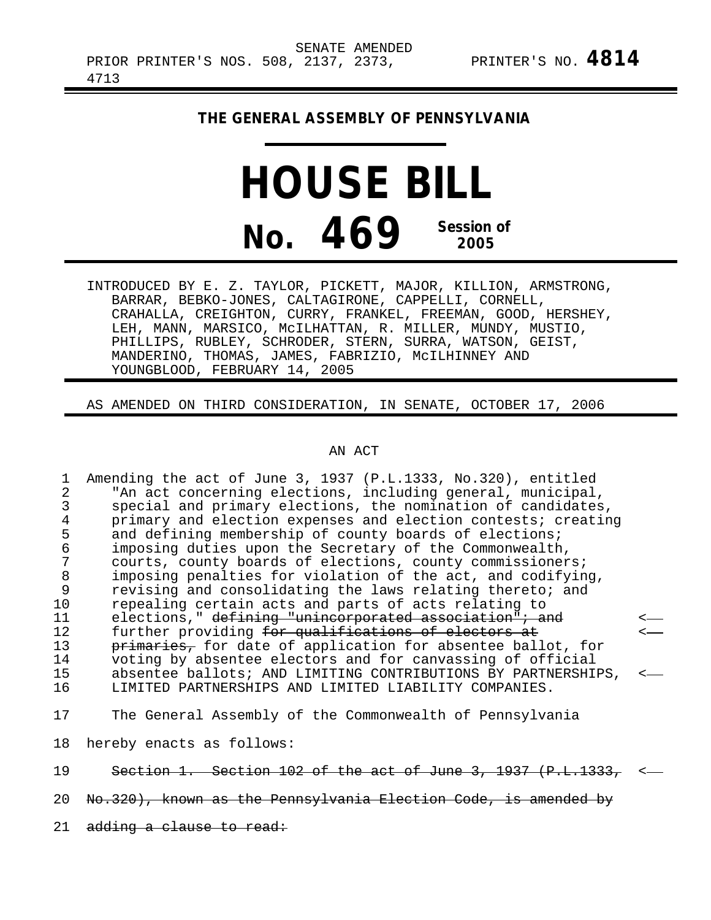SENATE AMENDED

PRIOR PRINTER'S NOS. 508, 2137, 2373, 4713

PRINTER'S NO. **4814**

**THE GENERAL ASSEMBLY OF PENNSYLVANIA**

# HOUSE BILL

# No. 469

**Session of 2005**

INTRODUCED BY E. Z. TAYLOR, PICKETT, MAJOR, KILLION, ARMSTRONG, BARRAR, BEBKO-JONES, CALTAGIRONE, CAPPELLI, CORNELL, CRAHALLA, CREIGHTON, CURRY, FRANKEL, FREEMAN, GOOD, HERSHEY, LEH, MANN, MARSICO, McILHATTAN, R. MILLER, MUNDY, MUSTIO, PHILLIPS, RUBLEY, SCHRODER, STERN, SURRA, WATSON, GEIST, MANDERINO, THOMAS, JAMES, FABRIZIO, McILHINNEY AND YOUNGBLOOD, FEBRUARY 14, 2005

AS AMENDED ON THIRD CONSIDERATION, IN SENATE, OCTOBER 17, 2006

AN ACT

1 Amending the act of June 3, 1937 (P.L.1333, No.320), entitled
2 "An act concerning elections, including general, municipal,
3 special and primary elections, the nomination of candidates,
4 primary and election expenses and election contests; creating
5 and defining membership of county boards of elections;
6 imposing duties upon the Secretary of the Commonwealth,
7 courts, county boards of elections, county commissioners;
8 imposing penalties for violation of the act, and codifying,
9 revising and consolidating the laws relating thereto; and
10 repealing certain acts and parts of acts relating to
11 elections," ~~defining "unincorporated association"; and~~ <—
12 further providing ~~for qualifications of electors at~~ <—
13 ~~primaries,~~ for date of application for absentee ballot, for
14 voting by absentee electors and for canvassing of official
15 absentee ballots; AND LIMITING CONTRIBUTIONS BY PARTNERSHIPS, <—
16 LIMITED PARTNERSHIPS AND LIMITED LIABILITY COMPANIES.

17 The General Assembly of the Commonwealth of Pennsylvania
18 hereby enacts as follows:

19 ~~Section 1. Section 102 of the act of June 3, 1937 (P.L.1333,~~ <—
20 ~~No.320), known as the Pennsylvania Election Code, is amended by~~
21 ~~adding a clause to read:~~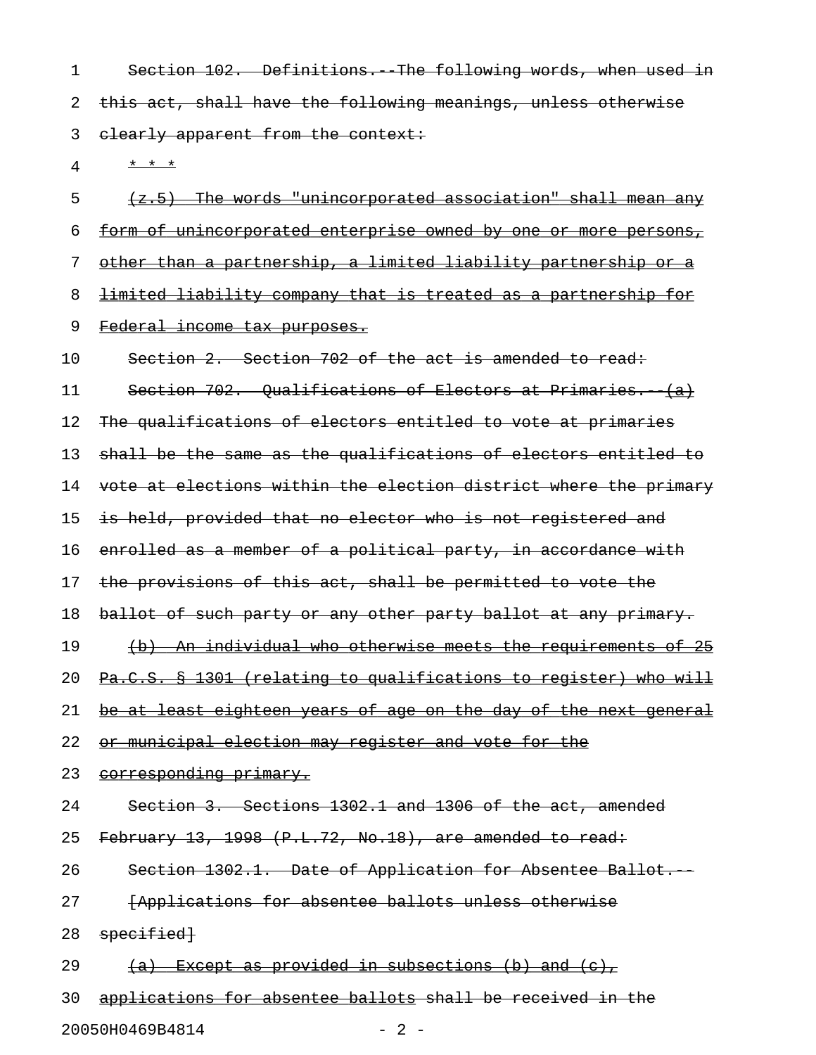Section 102. Definitions.--The following words, when used in this act, shall have the following meanings, unless otherwise clearly apparent from the context:

* * *

(z.5) The words "unincorporated association" shall mean any form of unincorporated enterprise owned by one or more persons, other than a partnership, a limited liability partnership or a limited liability company that is treated as a partnership for Federal income tax purposes.

Section 2. Section 702 of the act is amended to read:

Section 702. Qualifications of Electors at Primaries.--(a) The qualifications of electors entitled to vote at primaries shall be the same as the qualifications of electors entitled to vote at elections within the election district where the primary is held, provided that no elector who is not registered and enrolled as a member of a political party, in accordance with the provisions of this act, shall be permitted to vote the ballot of such party or any other party ballot at any primary.

(b) An individual who otherwise meets the requirements of 25 Pa.C.S. § 1301 (relating to qualifications to register) who will be at least eighteen years of age on the day of the next general or municipal election may register and vote for the corresponding primary.

Section 3. Sections 1302.1 and 1306 of the act, amended February 13, 1998 (P.L.72, No.18), are amended to read:

Section 1302.1. Date of Application for Absentee Ballot.--

[Applications for absentee ballots unless otherwise specified]

(a) Except as provided in subsections (b) and (c), applications for absentee ballots shall be received in the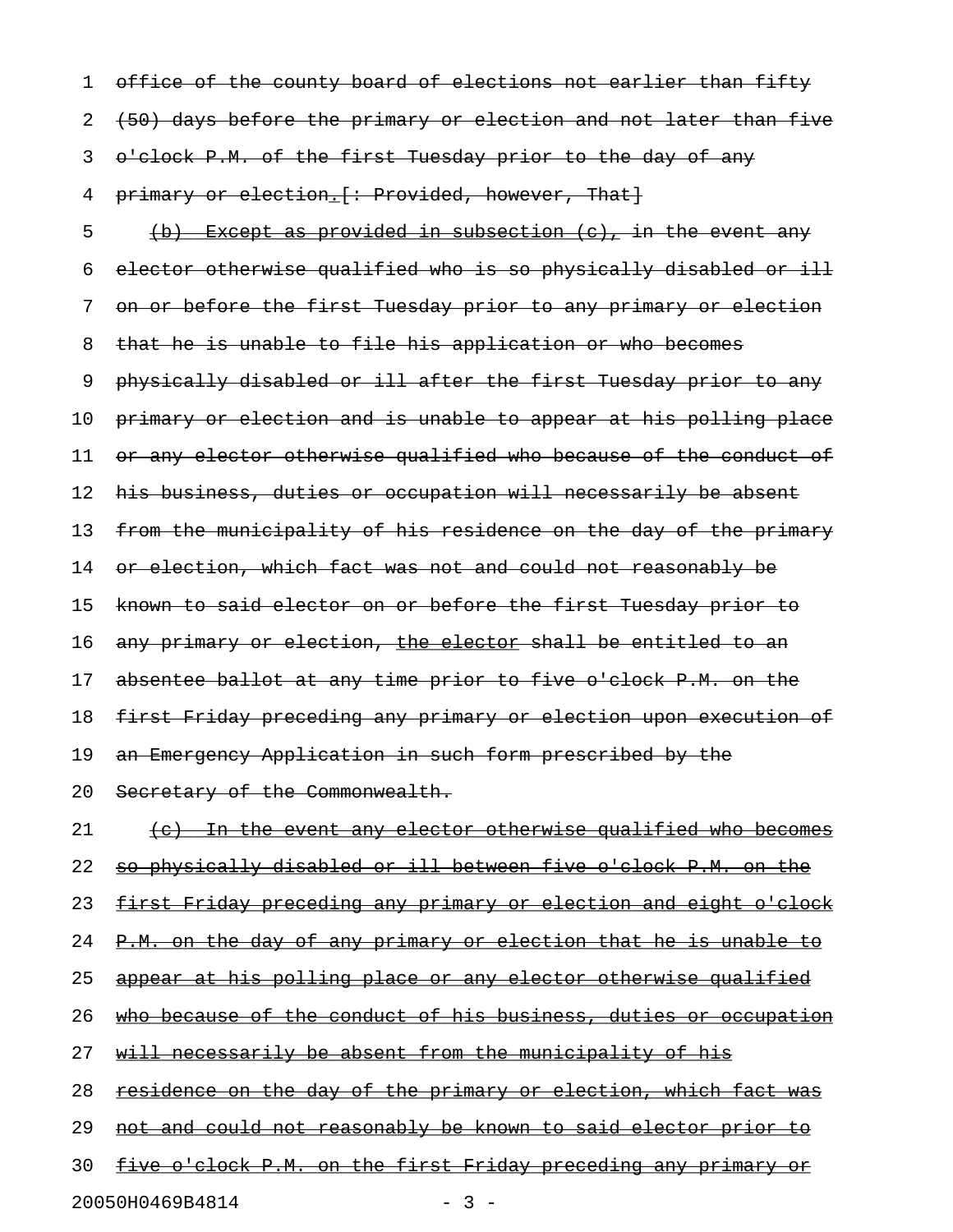1 office of the county board of elections not earlier than fifty

2 (50) days before the primary or election and not later than five

3 o'clock P.M. of the first Tuesday prior to the day of any

4 primary or election.[: Provided, however, That]

5 (b) Except as provided in subsection (c), in the event any

6 elector otherwise qualified who is so physically disabled or ill

7 on or before the first Tuesday prior to any primary or election

8 that he is unable to file his application or who becomes

9 physically disabled or ill after the first Tuesday prior to any

10 primary or election and is unable to appear at his polling place

11 or any elector otherwise qualified who because of the conduct of

12 his business, duties or occupation will necessarily be absent

13 from the municipality of his residence on the day of the primary

14 or election, which fact was not and could not reasonably be

15 known to said elector on or before the first Tuesday prior to

16 any primary or election, the elector shall be entitled to an

17 absentee ballot at any time prior to five o'clock P.M. on the

18 first Friday preceding any primary or election upon execution of

19 an Emergency Application in such form prescribed by the

20 Secretary of the Commonwealth.

21 (c) In the event any elector otherwise qualified who becomes

22 so physically disabled or ill between five o'clock P.M. on the

23 first Friday preceding any primary or election and eight o'clock

24 P.M. on the day of any primary or election that he is unable to

25 appear at his polling place or any elector otherwise qualified

26 who because of the conduct of his business, duties or occupation

27 will necessarily be absent from the municipality of his

28 residence on the day of the primary or election, which fact was

29 not and could not reasonably be known to said elector prior to

30 five o'clock P.M. on the first Friday preceding any primary or

20050H0469B4814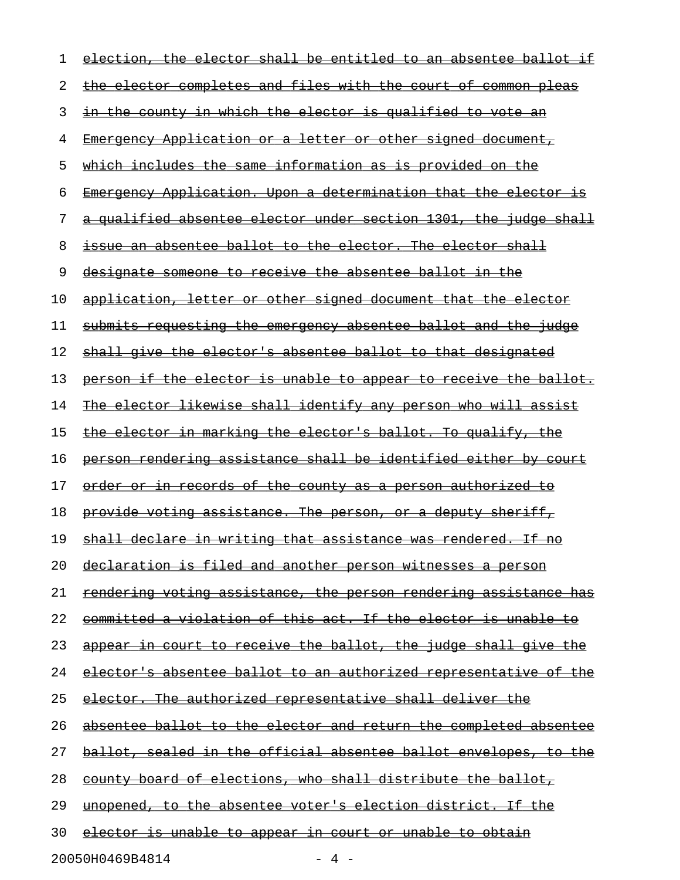~~election, the elector shall be entitled to an absentee ballot if the elector completes and files with the court of common pleas in the county in which the elector is qualified to vote an Emergency Application or a letter or other signed document, which includes the same information as is provided on the Emergency Application. Upon a determination that the elector is a qualified absentee elector under section 1301, the judge shall issue an absentee ballot to the elector. The elector shall designate someone to receive the absentee ballot in the application, letter or other signed document that the elector submits requesting the emergency absentee ballot and the judge shall give the elector's absentee ballot to that designated person if the elector is unable to appear to receive the ballot. The elector likewise shall identify any person who will assist the elector in marking the elector's ballot. To qualify, the person rendering assistance shall be identified either by court order or in records of the county as a person authorized to provide voting assistance. The person, or a deputy sheriff, shall declare in writing that assistance was rendered. If no declaration is filed and another person witnesses a person rendering voting assistance, the person rendering assistance has committed a violation of this act. If the elector is unable to appear in court to receive the ballot, the judge shall give the elector's absentee ballot to an authorized representative of the elector. The authorized representative shall deliver the absentee ballot to the elector and return the completed absentee ballot, sealed in the official absentee ballot envelopes, to the county board of elections, who shall distribute the ballot, unopened, to the absentee voter's election district. If the elector is unable to appear in court or unable to obtain~~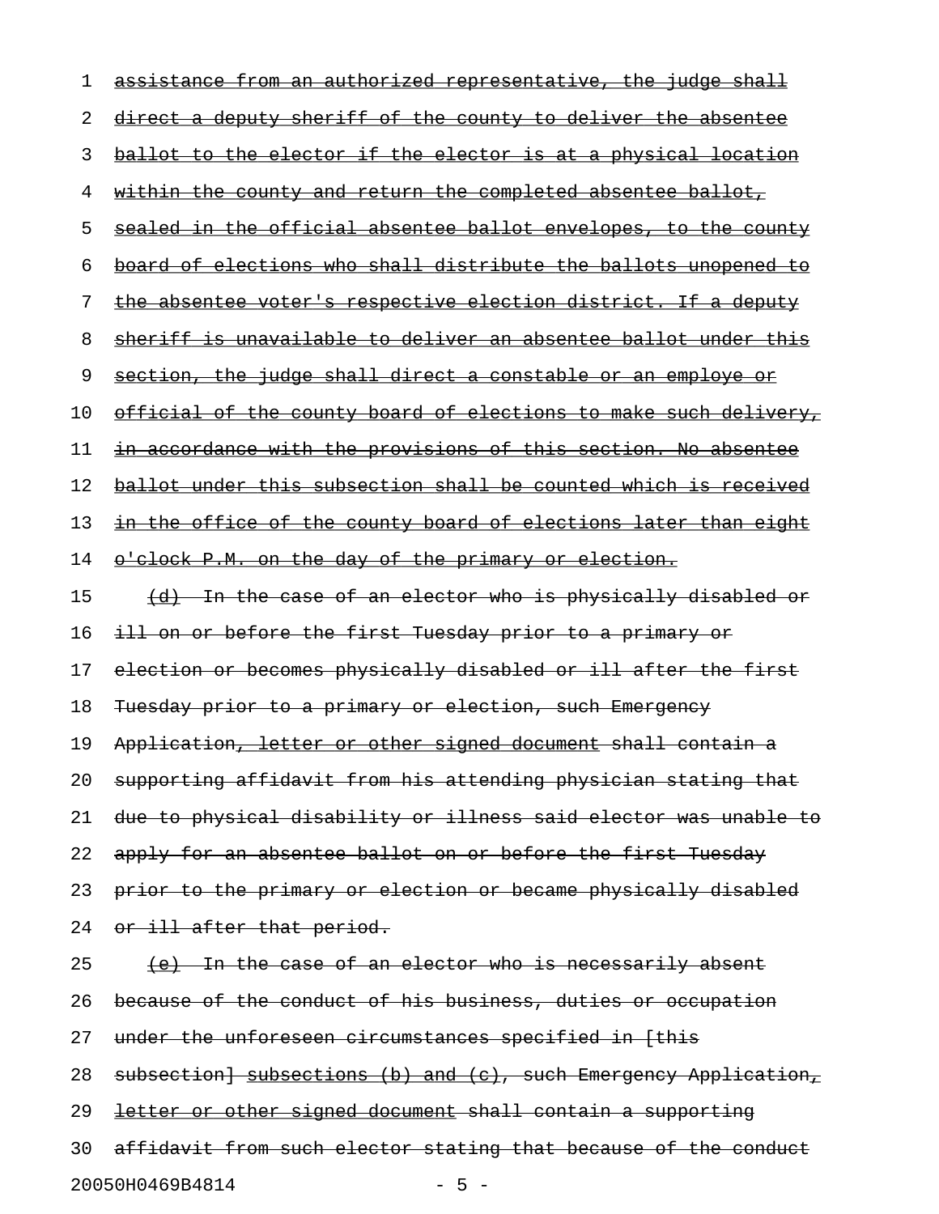assistance from an authorized representative, the judge shall direct a deputy sheriff of the county to deliver the absentee ballot to the elector if the elector is at a physical location within the county and return the completed absentee ballot, sealed in the official absentee ballot envelopes, to the county board of elections who shall distribute the ballots unopened to the absentee voter's respective election district. If a deputy sheriff is unavailable to deliver an absentee ballot under this section, the judge shall direct a constable or an employe or official of the county board of elections to make such delivery, in accordance with the provisions of this section. No absentee ballot under this subsection shall be counted which is received in the office of the county board of elections later than eight o'clock P.M. on the day of the primary or election.

(d) In the case of an elector who is physically disabled or ill on or before the first Tuesday prior to a primary or election or becomes physically disabled or ill after the first Tuesday prior to a primary or election, such Emergency Application, letter or other signed document shall contain a supporting affidavit from his attending physician stating that due to physical disability or illness said elector was unable to apply for an absentee ballot on or before the first Tuesday prior to the primary or election or became physically disabled or ill after that period.

(e) In the case of an elector who is necessarily absent because of the conduct of his business, duties or occupation under the unforeseen circumstances specified in [this subsection] subsections (b) and (c), such Emergency Application, letter or other signed document shall contain a supporting affidavit from such elector stating that because of the conduct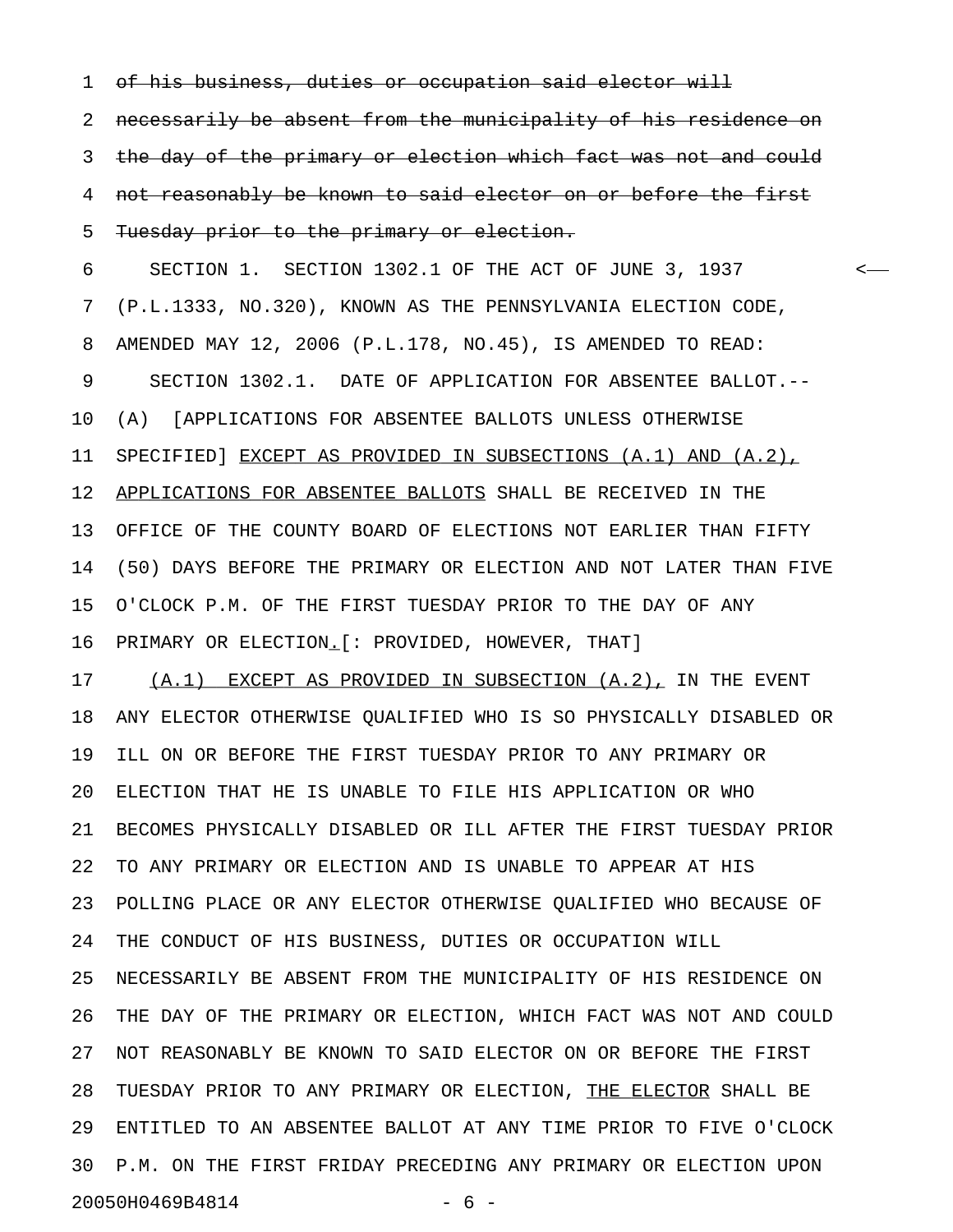~~of his business, duties or occupation said elector will necessarily be absent from the municipality of his residence on the day of the primary or election which fact was not and could not reasonably be known to said elector on or before the first Tuesday prior to the primary or election.~~

SECTION 1. SECTION 1302.1 OF THE ACT OF JUNE 3, 1937 (P.L.1333, NO.320), KNOWN AS THE PENNSYLVANIA ELECTION CODE, AMENDED MAY 12, 2006 (P.L.178, NO.45), IS AMENDED TO READ:

SECTION 1302.1. DATE OF APPLICATION FOR ABSENTEE BALLOT.--(A) [APPLICATIONS FOR ABSENTEE BALLOTS UNLESS OTHERWISE SPECIFIED] <u>EXCEPT AS PROVIDED IN SUBSECTIONS (A.1) AND (A.2), APPLICATIONS FOR ABSENTEE BALLOTS</u> SHALL BE RECEIVED IN THE OFFICE OF THE COUNTY BOARD OF ELECTIONS NOT EARLIER THAN FIFTY (50) DAYS BEFORE THE PRIMARY OR ELECTION AND NOT LATER THAN FIVE O'CLOCK P.M. OF THE FIRST TUESDAY PRIOR TO THE DAY OF ANY PRIMARY OR ELECTION<u>.</u>[: PROVIDED, HOWEVER, THAT]

<u>(A.1) EXCEPT AS PROVIDED IN SUBSECTION (A.2),</u> IN THE EVENT ANY ELECTOR OTHERWISE QUALIFIED WHO IS SO PHYSICALLY DISABLED OR ILL ON OR BEFORE THE FIRST TUESDAY PRIOR TO ANY PRIMARY OR ELECTION THAT HE IS UNABLE TO FILE HIS APPLICATION OR WHO BECOMES PHYSICALLY DISABLED OR ILL AFTER THE FIRST TUESDAY PRIOR TO ANY PRIMARY OR ELECTION AND IS UNABLE TO APPEAR AT HIS POLLING PLACE OR ANY ELECTOR OTHERWISE QUALIFIED WHO BECAUSE OF THE CONDUCT OF HIS BUSINESS, DUTIES OR OCCUPATION WILL NECESSARILY BE ABSENT FROM THE MUNICIPALITY OF HIS RESIDENCE ON THE DAY OF THE PRIMARY OR ELECTION, WHICH FACT WAS NOT AND COULD NOT REASONABLY BE KNOWN TO SAID ELECTOR ON OR BEFORE THE FIRST TUESDAY PRIOR TO ANY PRIMARY OR ELECTION, <u>THE ELECTOR</u> SHALL BE ENTITLED TO AN ABSENTEE BALLOT AT ANY TIME PRIOR TO FIVE O'CLOCK P.M. ON THE FIRST FRIDAY PRECEDING ANY PRIMARY OR ELECTION UPON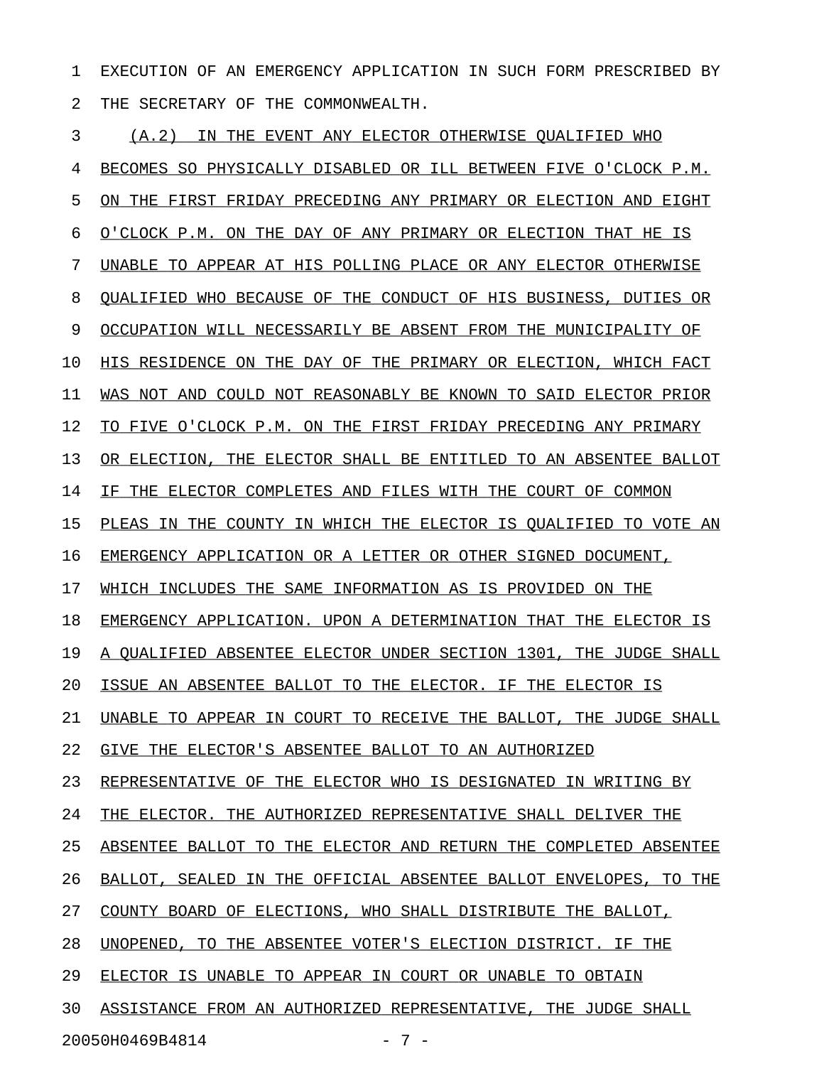EXECUTION OF AN EMERGENCY APPLICATION IN SUCH FORM PRESCRIBED BY THE SECRETARY OF THE COMMONWEALTH.

(A.2) IN THE EVENT ANY ELECTOR OTHERWISE QUALIFIED WHO BECOMES SO PHYSICALLY DISABLED OR ILL BETWEEN FIVE O'CLOCK P.M. ON THE FIRST FRIDAY PRECEDING ANY PRIMARY OR ELECTION AND EIGHT O'CLOCK P.M. ON THE DAY OF ANY PRIMARY OR ELECTION THAT HE IS UNABLE TO APPEAR AT HIS POLLING PLACE OR ANY ELECTOR OTHERWISE QUALIFIED WHO BECAUSE OF THE CONDUCT OF HIS BUSINESS, DUTIES OR OCCUPATION WILL NECESSARILY BE ABSENT FROM THE MUNICIPALITY OF HIS RESIDENCE ON THE DAY OF THE PRIMARY OR ELECTION, WHICH FACT WAS NOT AND COULD NOT REASONABLY BE KNOWN TO SAID ELECTOR PRIOR TO FIVE O'CLOCK P.M. ON THE FIRST FRIDAY PRECEDING ANY PRIMARY OR ELECTION, THE ELECTOR SHALL BE ENTITLED TO AN ABSENTEE BALLOT IF THE ELECTOR COMPLETES AND FILES WITH THE COURT OF COMMON PLEAS IN THE COUNTY IN WHICH THE ELECTOR IS QUALIFIED TO VOTE AN EMERGENCY APPLICATION OR A LETTER OR OTHER SIGNED DOCUMENT, WHICH INCLUDES THE SAME INFORMATION AS IS PROVIDED ON THE EMERGENCY APPLICATION. UPON A DETERMINATION THAT THE ELECTOR IS A QUALIFIED ABSENTEE ELECTOR UNDER SECTION 1301, THE JUDGE SHALL ISSUE AN ABSENTEE BALLOT TO THE ELECTOR. IF THE ELECTOR IS UNABLE TO APPEAR IN COURT TO RECEIVE THE BALLOT, THE JUDGE SHALL GIVE THE ELECTOR'S ABSENTEE BALLOT TO AN AUTHORIZED REPRESENTATIVE OF THE ELECTOR WHO IS DESIGNATED IN WRITING BY THE ELECTOR. THE AUTHORIZED REPRESENTATIVE SHALL DELIVER THE ABSENTEE BALLOT TO THE ELECTOR AND RETURN THE COMPLETED ABSENTEE BALLOT, SEALED IN THE OFFICIAL ABSENTEE BALLOT ENVELOPES, TO THE COUNTY BOARD OF ELECTIONS, WHO SHALL DISTRIBUTE THE BALLOT, UNOPENED, TO THE ABSENTEE VOTER'S ELECTION DISTRICT. IF THE ELECTOR IS UNABLE TO APPEAR IN COURT OR UNABLE TO OBTAIN ASSISTANCE FROM AN AUTHORIZED REPRESENTATIVE, THE JUDGE SHALL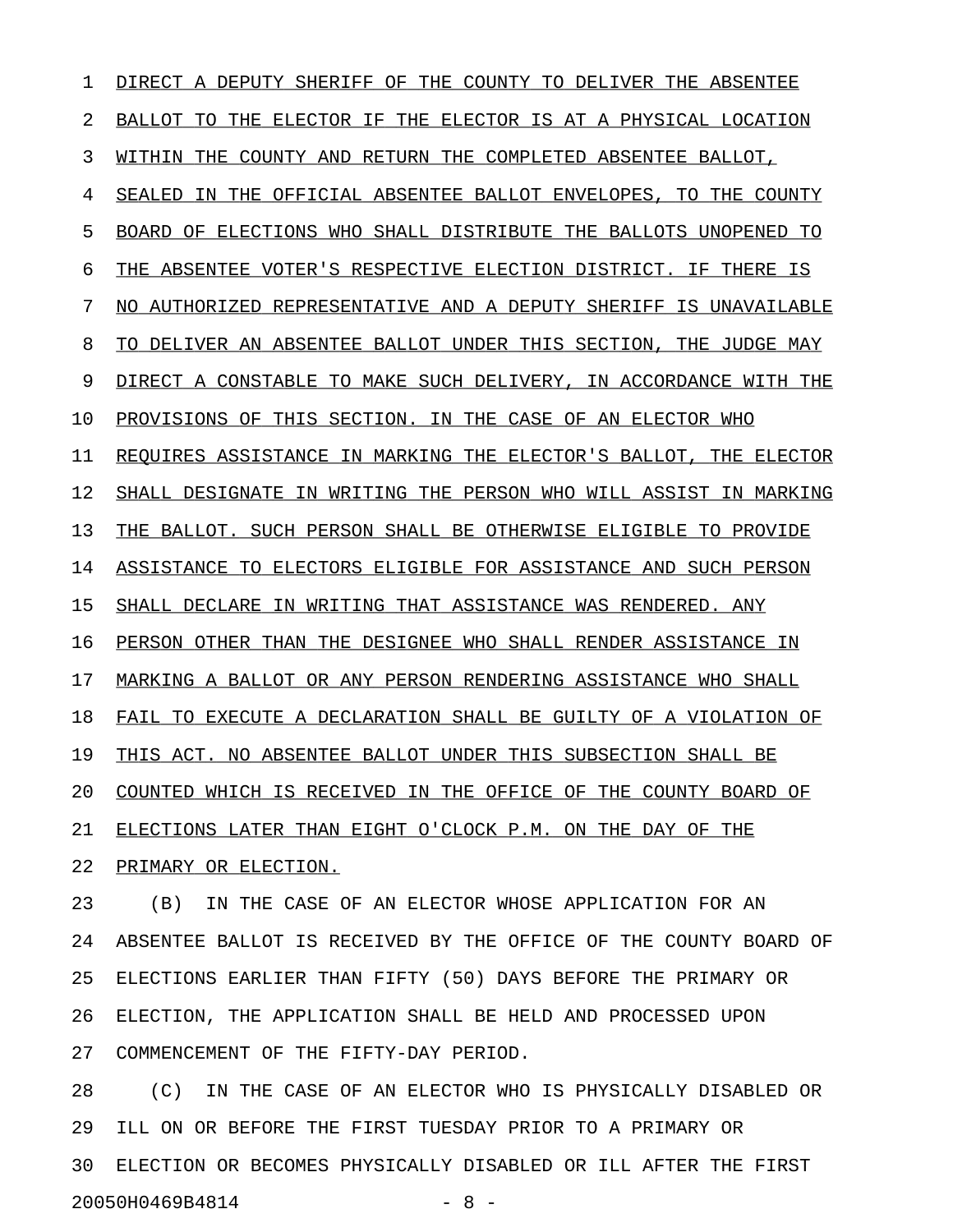DIRECT A DEPUTY SHERIFF OF THE COUNTY TO DELIVER THE ABSENTEE BALLOT TO THE ELECTOR IF THE ELECTOR IS AT A PHYSICAL LOCATION WITHIN THE COUNTY AND RETURN THE COMPLETED ABSENTEE BALLOT, SEALED IN THE OFFICIAL ABSENTEE BALLOT ENVELOPES, TO THE COUNTY BOARD OF ELECTIONS WHO SHALL DISTRIBUTE THE BALLOTS UNOPENED TO THE ABSENTEE VOTER'S RESPECTIVE ELECTION DISTRICT. IF THERE IS NO AUTHORIZED REPRESENTATIVE AND A DEPUTY SHERIFF IS UNAVAILABLE TO DELIVER AN ABSENTEE BALLOT UNDER THIS SECTION, THE JUDGE MAY DIRECT A CONSTABLE TO MAKE SUCH DELIVERY, IN ACCORDANCE WITH THE PROVISIONS OF THIS SECTION. IN THE CASE OF AN ELECTOR WHO REQUIRES ASSISTANCE IN MARKING THE ELECTOR'S BALLOT, THE ELECTOR SHALL DESIGNATE IN WRITING THE PERSON WHO WILL ASSIST IN MARKING THE BALLOT. SUCH PERSON SHALL BE OTHERWISE ELIGIBLE TO PROVIDE ASSISTANCE TO ELECTORS ELIGIBLE FOR ASSISTANCE AND SUCH PERSON SHALL DECLARE IN WRITING THAT ASSISTANCE WAS RENDERED. ANY PERSON OTHER THAN THE DESIGNEE WHO SHALL RENDER ASSISTANCE IN MARKING A BALLOT OR ANY PERSON RENDERING ASSISTANCE WHO SHALL FAIL TO EXECUTE A DECLARATION SHALL BE GUILTY OF A VIOLATION OF THIS ACT. NO ABSENTEE BALLOT UNDER THIS SUBSECTION SHALL BE COUNTED WHICH IS RECEIVED IN THE OFFICE OF THE COUNTY BOARD OF ELECTIONS LATER THAN EIGHT O'CLOCK P.M. ON THE DAY OF THE PRIMARY OR ELECTION.

(B) IN THE CASE OF AN ELECTOR WHOSE APPLICATION FOR AN ABSENTEE BALLOT IS RECEIVED BY THE OFFICE OF THE COUNTY BOARD OF ELECTIONS EARLIER THAN FIFTY (50) DAYS BEFORE THE PRIMARY OR ELECTION, THE APPLICATION SHALL BE HELD AND PROCESSED UPON COMMENCEMENT OF THE FIFTY-DAY PERIOD.

(C) IN THE CASE OF AN ELECTOR WHO IS PHYSICALLY DISABLED OR ILL ON OR BEFORE THE FIRST TUESDAY PRIOR TO A PRIMARY OR ELECTION OR BECOMES PHYSICALLY DISABLED OR ILL AFTER THE FIRST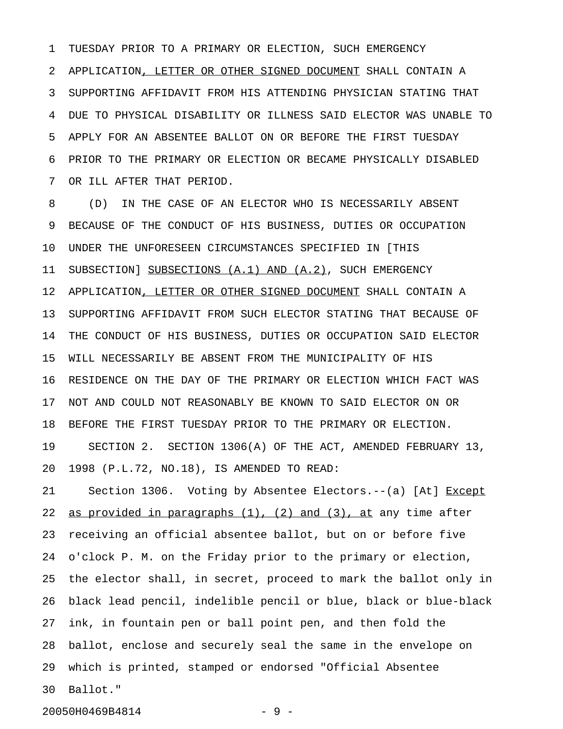TUESDAY PRIOR TO A PRIMARY OR ELECTION, SUCH EMERGENCY APPLICATION<u>, LETTER OR OTHER SIGNED DOCUMENT</u> SHALL CONTAIN A SUPPORTING AFFIDAVIT FROM HIS ATTENDING PHYSICIAN STATING THAT DUE TO PHYSICAL DISABILITY OR ILLNESS SAID ELECTOR WAS UNABLE TO APPLY FOR AN ABSENTEE BALLOT ON OR BEFORE THE FIRST TUESDAY PRIOR TO THE PRIMARY OR ELECTION OR BECAME PHYSICALLY DISABLED OR ILL AFTER THAT PERIOD.

(D) IN THE CASE OF AN ELECTOR WHO IS NECESSARILY ABSENT BECAUSE OF THE CONDUCT OF HIS BUSINESS, DUTIES OR OCCUPATION UNDER THE UNFORESEEN CIRCUMSTANCES SPECIFIED IN [THIS SUBSECTION] <u>SUBSECTIONS (A.1) AND (A.2)</u>, SUCH EMERGENCY APPLICATION<u>, LETTER OR OTHER SIGNED DOCUMENT</u> SHALL CONTAIN A SUPPORTING AFFIDAVIT FROM SUCH ELECTOR STATING THAT BECAUSE OF THE CONDUCT OF HIS BUSINESS, DUTIES OR OCCUPATION SAID ELECTOR WILL NECESSARILY BE ABSENT FROM THE MUNICIPALITY OF HIS RESIDENCE ON THE DAY OF THE PRIMARY OR ELECTION WHICH FACT WAS NOT AND COULD NOT REASONABLY BE KNOWN TO SAID ELECTOR ON OR BEFORE THE FIRST TUESDAY PRIOR TO THE PRIMARY OR ELECTION.

SECTION 2. SECTION 1306(A) OF THE ACT, AMENDED FEBRUARY 13, 1998 (P.L.72, NO.18), IS AMENDED TO READ:

Section 1306. Voting by Absentee Electors.--(a) [At] <u>Except as provided in paragraphs (1), (2) and (3), at</u> any time after receiving an official absentee ballot, but on or before five o'clock P. M. on the Friday prior to the primary or election, the elector shall, in secret, proceed to mark the ballot only in black lead pencil, indelible pencil or blue, black or blue-black ink, in fountain pen or ball point pen, and then fold the ballot, enclose and securely seal the same in the envelope on which is printed, stamped or endorsed "Official Absentee Ballot."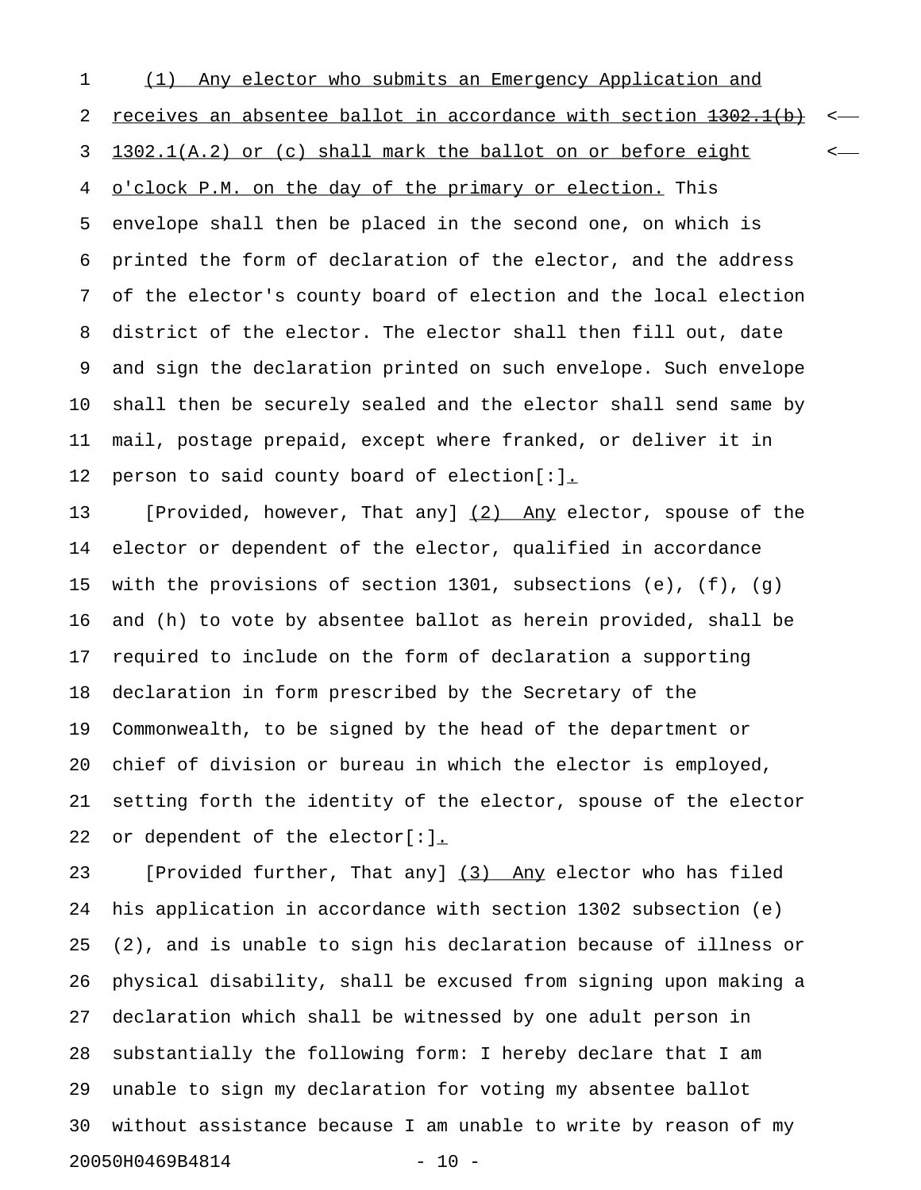(1) Any elector who submits an Emergency Application and receives an absentee ballot in accordance with section ~~1302.1(b)~~ 1302.1(A.2) or (c) shall mark the ballot on or before eight o'clock P.M. on the day of the primary or election. This envelope shall then be placed in the second one, on which is printed the form of declaration of the elector, and the address of the elector's county board of election and the local election district of the elector. The elector shall then fill out, date and sign the declaration printed on such envelope. Such envelope shall then be securely sealed and the elector shall send same by mail, postage prepaid, except where franked, or deliver it in person to said county board of election[:].

[Provided, however, That any] (2) Any elector, spouse of the elector or dependent of the elector, qualified in accordance with the provisions of section 1301, subsections (e), (f), (g) and (h) to vote by absentee ballot as herein provided, shall be required to include on the form of declaration a supporting declaration in form prescribed by the Secretary of the Commonwealth, to be signed by the head of the department or chief of division or bureau in which the elector is employed, setting forth the identity of the elector, spouse of the elector or dependent of the elector[:].

[Provided further, That any] (3) Any elector who has filed his application in accordance with section 1302 subsection (e)(2), and is unable to sign his declaration because of illness or physical disability, shall be excused from signing upon making a declaration which shall be witnessed by one adult person in substantially the following form: I hereby declare that I am unable to sign my declaration for voting my absentee ballot without assistance because I am unable to write by reason of my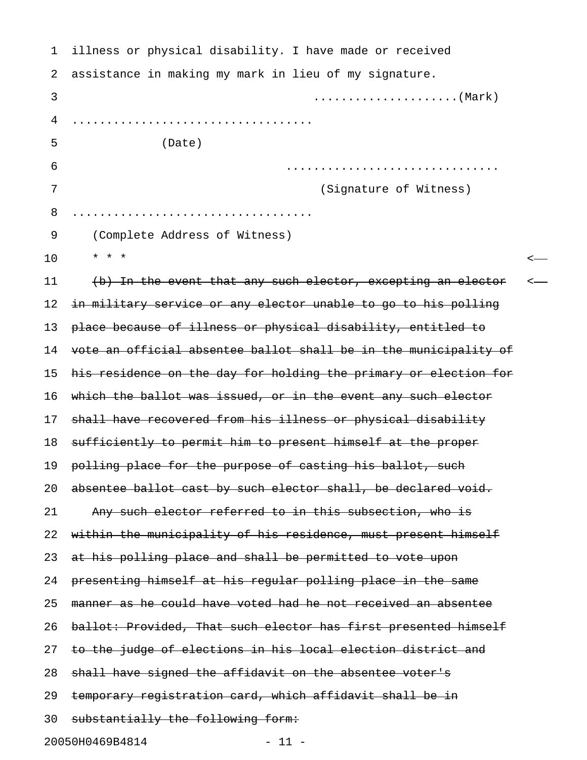illness or physical disability. I have made or received assistance in making my mark in lieu of my signature.

....................(Mark)

..................................

(Date)

..............................

(Signature of Witness)

..................................

(Complete Address of Witness)

* * *

~~(b) In the event that any such elector, excepting an elector in military service or any elector unable to go to his polling place because of illness or physical disability, entitled to vote an official absentee ballot shall be in the municipality of his residence on the day for holding the primary or election for which the ballot was issued, or in the event any such elector shall have recovered from his illness or physical disability sufficiently to permit him to present himself at the proper polling place for the purpose of casting his ballot, such absentee ballot cast by such elector shall, be declared void.~~

~~Any such elector referred to in this subsection, who is within the municipality of his residence, must present himself at his polling place and shall be permitted to vote upon presenting himself at his regular polling place in the same manner as he could have voted had he not received an absentee ballot: Provided, That such elector has first presented himself to the judge of elections in his local election district and shall have signed the affidavit on the absentee voter's temporary registration card, which affidavit shall be in substantially the following form:~~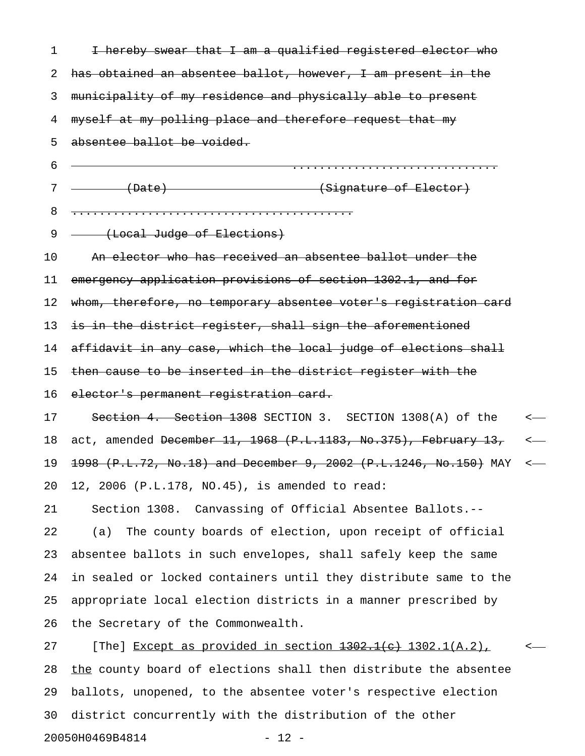~~I hereby swear that I am a qualified registered elector who has obtained an absentee ballot, however, I am present in the municipality of my residence and physically able to present myself at my polling place and therefore request that my absentee ballot be voided.~~

~~.............................~~

~~(Date) (Signature of Elector)~~

~~........................................~~

~~(Local Judge of Elections)~~

~~An elector who has received an absentee ballot under the emergency application provisions of section 1302.1, and for whom, therefore, no temporary absentee voter's registration card is in the district register, shall sign the aforementioned affidavit in any case, which the local judge of elections shall then cause to be inserted in the district register with the elector's permanent registration card.~~

~~Section 4. Section 1308~~ SECTION 3. SECTION 1308(A) of the act, amended ~~December 11, 1968 (P.L.1183, No.375), February 13, 1998 (P.L.72, No.18) and December 9, 2002 (P.L.1246, No.150)~~ MAY 12, 2006 (P.L.178, NO.45), is amended to read:

Section 1308. Canvassing of Official Absentee Ballots.--

(a) The county boards of election, upon receipt of official absentee ballots in such envelopes, shall safely keep the same in sealed or locked containers until they distribute same to the appropriate local election districts in a manner prescribed by the Secretary of the Commonwealth.

[The] <u>Except as provided in section ~~1302.1(c)~~ 1302.1(A.2),</u> <u>the</u> county board of elections shall then distribute the absentee ballots, unopened, to the absentee voter's respective election district concurrently with the distribution of the other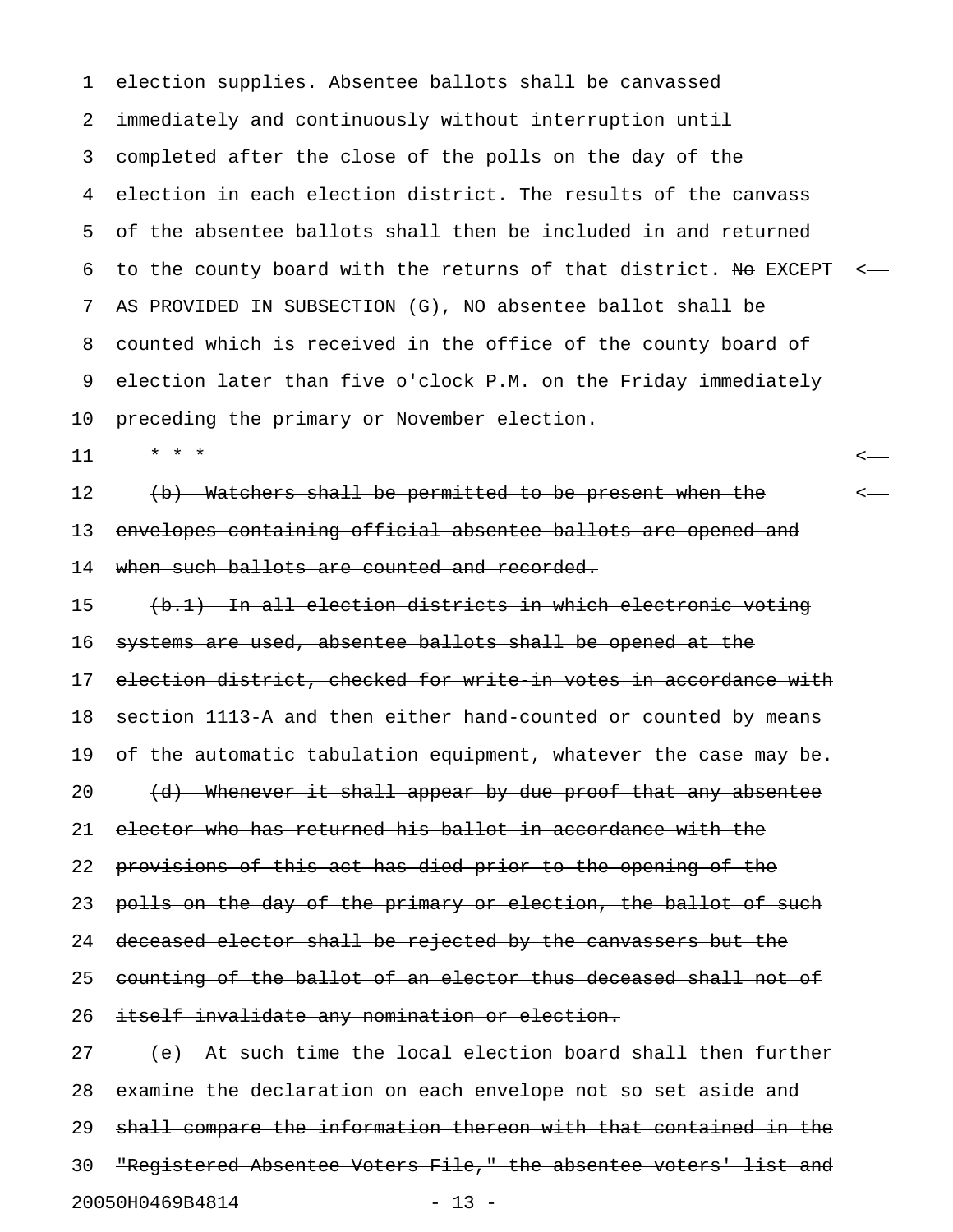election supplies. Absentee ballots shall be canvassed immediately and continuously without interruption until completed after the close of the polls on the day of the election in each election district. The results of the canvass of the absentee ballots shall then be included in and returned to the county board with the returns of that district. ~~No~~ EXCEPT AS PROVIDED IN SUBSECTION (G), NO absentee ballot shall be counted which is received in the office of the county board of election later than five o'clock P.M. on the Friday immediately preceding the primary or November election.

\* \* \*

~~(b) Watchers shall be permitted to be present when the envelopes containing official absentee ballots are opened and when such ballots are counted and recorded.~~

~~(b.1) In all election districts in which electronic voting systems are used, absentee ballots shall be opened at the election district, checked for write-in votes in accordance with section 1113-A and then either hand-counted or counted by means of the automatic tabulation equipment, whatever the case may be.~~

~~(d) Whenever it shall appear by due proof that any absentee elector who has returned his ballot in accordance with the provisions of this act has died prior to the opening of the polls on the day of the primary or election, the ballot of such deceased elector shall be rejected by the canvassers but the counting of the ballot of an elector thus deceased shall not of itself invalidate any nomination or election.~~

~~(e) At such time the local election board shall then further examine the declaration on each envelope not so set aside and shall compare the information thereon with that contained in the "Registered Absentee Voters File," the absentee voters' list and~~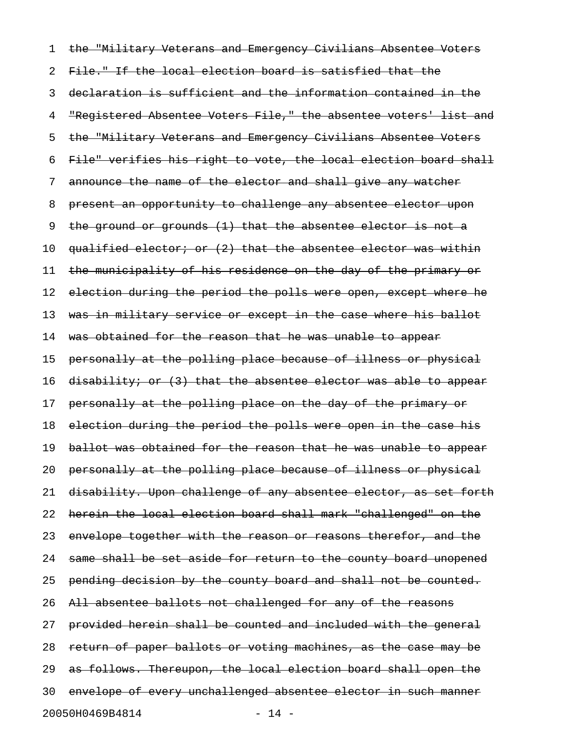~~the "Military Veterans and Emergency Civilians Absentee Voters File." If the local election board is satisfied that the declaration is sufficient and the information contained in the "Registered Absentee Voters File," the absentee voters' list and the "Military Veterans and Emergency Civilians Absentee Voters File" verifies his right to vote, the local election board shall announce the name of the elector and shall give any watcher present an opportunity to challenge any absentee elector upon the ground or grounds (1) that the absentee elector is not a qualified elector; or (2) that the absentee elector was within the municipality of his residence on the day of the primary or election during the period the polls were open, except where he was in military service or except in the case where his ballot was obtained for the reason that he was unable to appear personally at the polling place because of illness or physical disability; or (3) that the absentee elector was able to appear personally at the polling place on the day of the primary or election during the period the polls were open in the case his ballot was obtained for the reason that he was unable to appear personally at the polling place because of illness or physical disability. Upon challenge of any absentee elector, as set forth herein the local election board shall mark "challenged" on the envelope together with the reason or reasons therefor, and the same shall be set aside for return to the county board unopened pending decision by the county board and shall not be counted. All absentee ballots not challenged for any of the reasons provided herein shall be counted and included with the general return of paper ballots or voting machines, as the case may be as follows. Thereupon, the local election board shall open the envelope of every unchallenged absentee elector in such manner~~

20050H0469B4814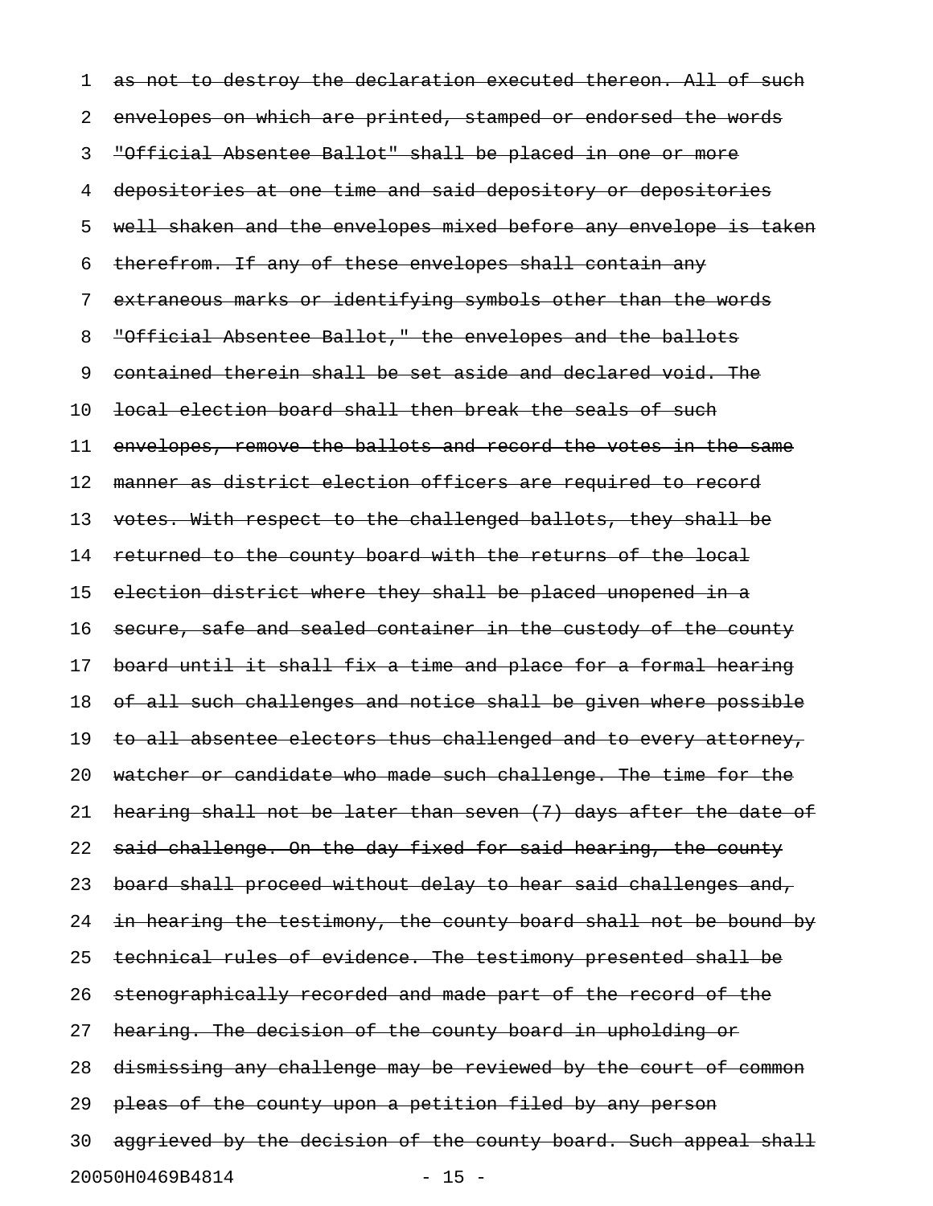~~as not to destroy the declaration executed thereon. All of such envelopes on which are printed, stamped or endorsed the words "Official Absentee Ballot" shall be placed in one or more depositories at one time and said depository or depositories well shaken and the envelopes mixed before any envelope is taken therefrom. If any of these envelopes shall contain any extraneous marks or identifying symbols other than the words "Official Absentee Ballot," the envelopes and the ballots contained therein shall be set aside and declared void. The local election board shall then break the seals of such envelopes, remove the ballots and record the votes in the same manner as district election officers are required to record votes. With respect to the challenged ballots, they shall be returned to the county board with the returns of the local election district where they shall be placed unopened in a secure, safe and sealed container in the custody of the county board until it shall fix a time and place for a formal hearing of all such challenges and notice shall be given where possible to all absentee electors thus challenged and to every attorney, watcher or candidate who made such challenge. The time for the hearing shall not be later than seven (7) days after the date of said challenge. On the day fixed for said hearing, the county board shall proceed without delay to hear said challenges and, in hearing the testimony, the county board shall not be bound by technical rules of evidence. The testimony presented shall be stenographically recorded and made part of the record of the hearing. The decision of the county board in upholding or dismissing any challenge may be reviewed by the court of common pleas of the county upon a petition filed by any person aggrieved by the decision of the county board. Such appeal shall~~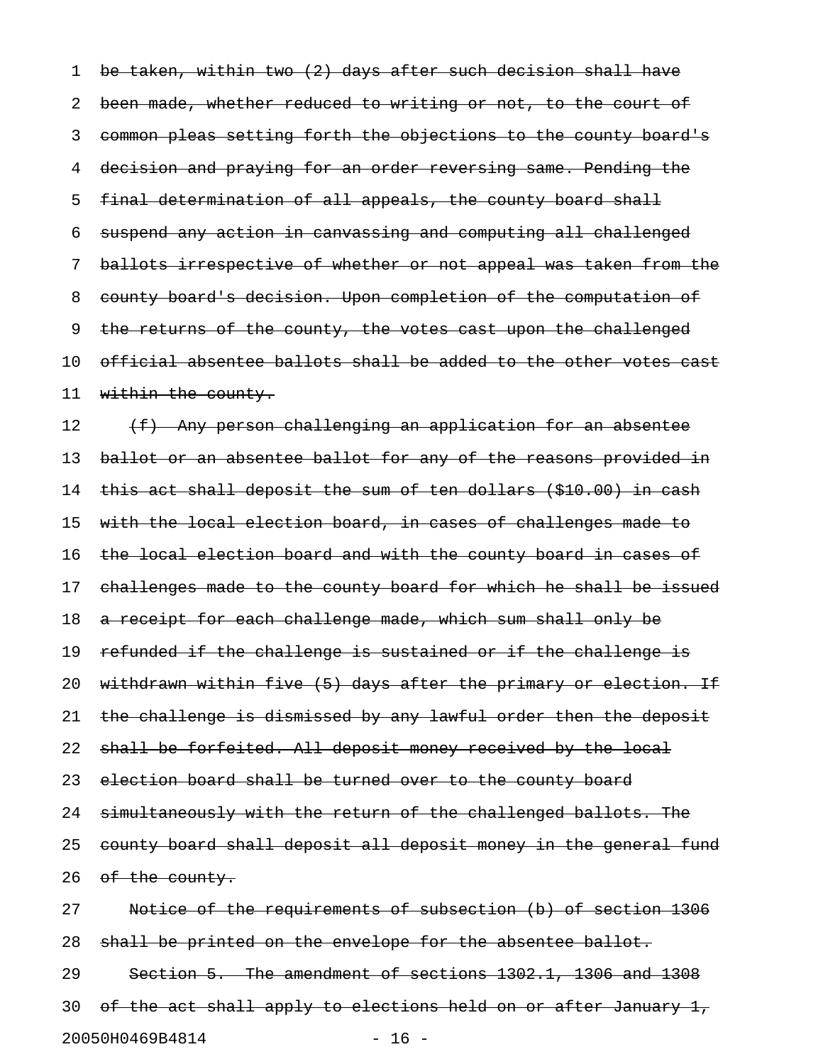~~be taken, within two (2) days after such decision shall have been made, whether reduced to writing or not, to the court of common pleas setting forth the objections to the county board's decision and praying for an order reversing same. Pending the final determination of all appeals, the county board shall suspend any action in canvassing and computing all challenged ballots irrespective of whether or not appeal was taken from the county board's decision. Upon completion of the computation of the returns of the county, the votes cast upon the challenged official absentee ballots shall be added to the other votes cast within the county.~~

~~(f) Any person challenging an application for an absentee ballot or an absentee ballot for any of the reasons provided in this act shall deposit the sum of ten dollars ($10.00) in cash with the local election board, in cases of challenges made to the local election board and with the county board in cases of challenges made to the county board for which he shall be issued a receipt for each challenge made, which sum shall only be refunded if the challenge is sustained or if the challenge is withdrawn within five (5) days after the primary or election. If the challenge is dismissed by any lawful order then the deposit shall be forfeited. All deposit money received by the local election board shall be turned over to the county board simultaneously with the return of the challenged ballots. The county board shall deposit all deposit money in the general fund of the county.~~

~~Notice of the requirements of subsection (b) of section 1306 shall be printed on the envelope for the absentee ballot.~~

~~Section 5. The amendment of sections 1302.1, 1306 and 1308 of the act shall apply to elections held on or after January 1,~~

20050H0469B4814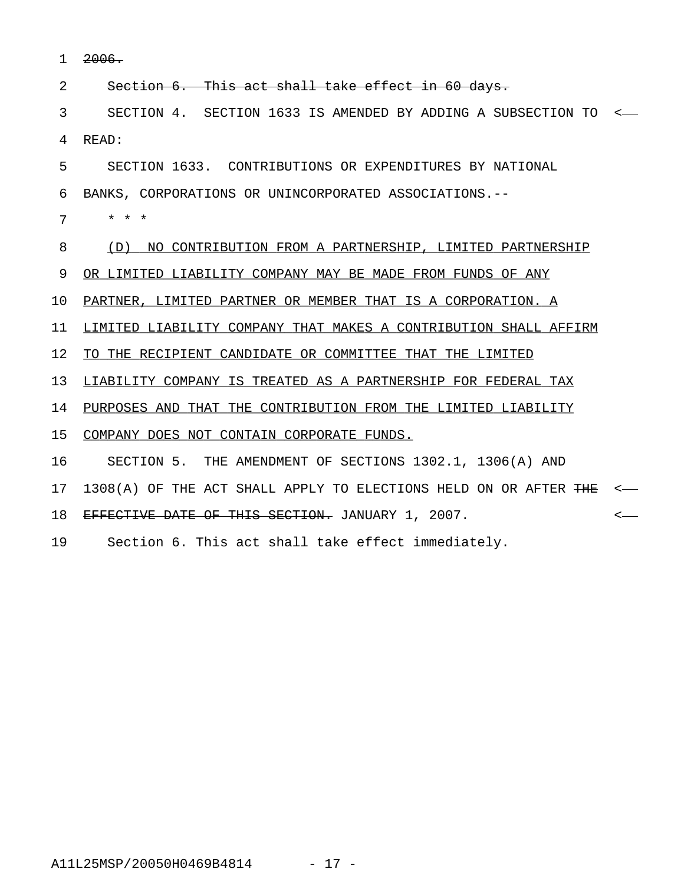~~2006.~~

~~Section 6. This act shall take effect in 60 days.~~

SECTION 4. SECTION 1633 IS AMENDED BY ADDING A SUBSECTION TO READ:

SECTION 1633. CONTRIBUTIONS OR EXPENDITURES BY NATIONAL BANKS, CORPORATIONS OR UNINCORPORATED ASSOCIATIONS.--

\* \* \*

<u>(D) NO CONTRIBUTION FROM A PARTNERSHIP, LIMITED PARTNERSHIP OR LIMITED LIABILITY COMPANY MAY BE MADE FROM FUNDS OF ANY PARTNER, LIMITED PARTNER OR MEMBER THAT IS A CORPORATION. A LIMITED LIABILITY COMPANY THAT MAKES A CONTRIBUTION SHALL AFFIRM TO THE RECIPIENT CANDIDATE OR COMMITTEE THAT THE LIMITED LIABILITY COMPANY IS TREATED AS A PARTNERSHIP FOR FEDERAL TAX PURPOSES AND THAT THE CONTRIBUTION FROM THE LIMITED LIABILITY COMPANY DOES NOT CONTAIN CORPORATE FUNDS.</u>

SECTION 5. THE AMENDMENT OF SECTIONS 1302.1, 1306(A) AND 1308(A) OF THE ACT SHALL APPLY TO ELECTIONS HELD ON OR AFTER ~~THE EFFECTIVE DATE OF THIS SECTION.~~ JANUARY 1, 2007.

Section 6. This act shall take effect immediately.